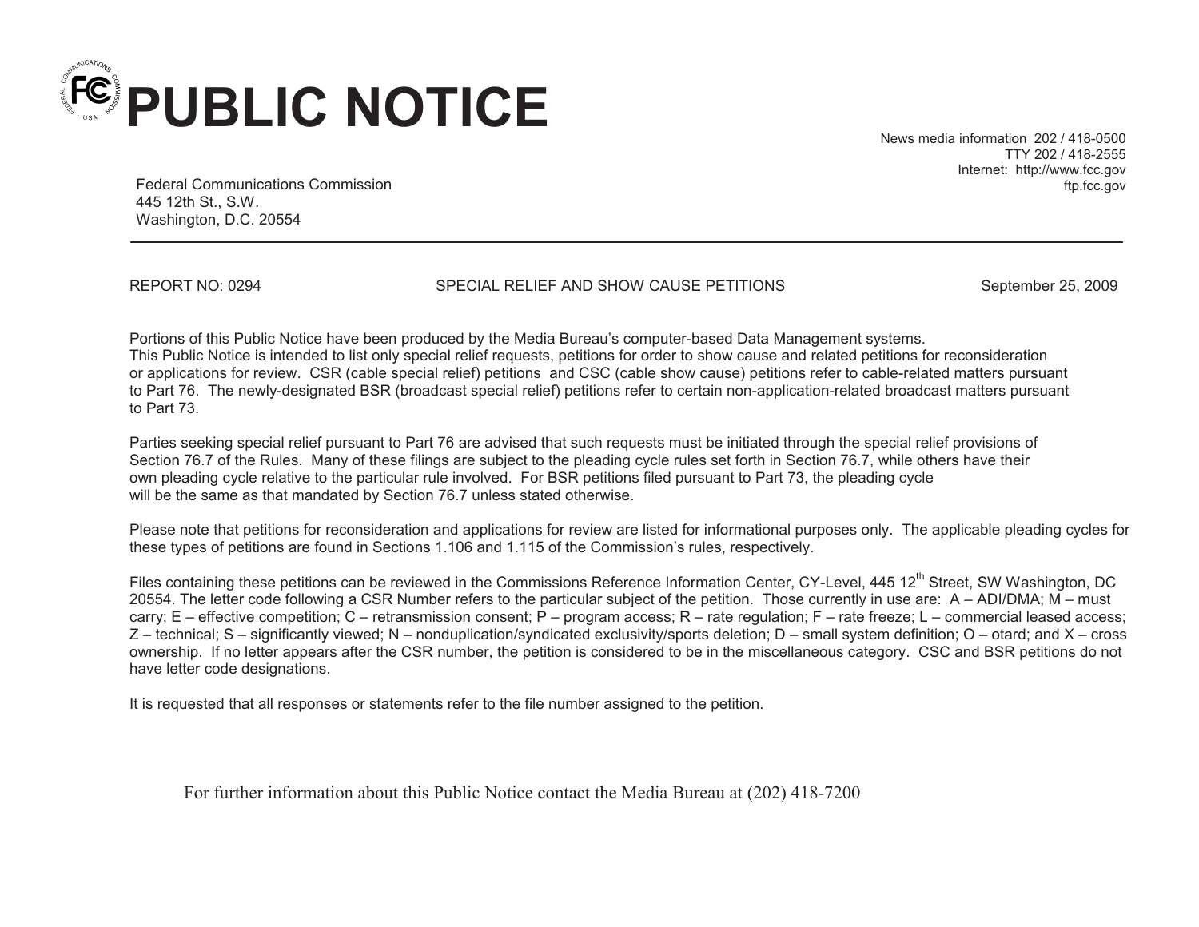# PUBLIC NOTICE

Federal Communications Commission
445 12th St., S.W.
Washington, D.C. 20554

News media information 202 / 418-0500
TTY 202 / 418-2555
Internet: http://www.fcc.gov
ftp.fcc.gov

REPORT NO: 0294 SPECIAL RELIEF AND SHOW CAUSE PETITIONS September 25, 2009

Portions of this Public Notice have been produced by the Media Bureau's computer-based Data Management systems.
This Public Notice is intended to list only special relief requests, petitions for order to show cause and related petitions for reconsideration or applications for review. CSR (cable special relief) petitions and CSC (cable show cause) petitions refer to cable-related matters pursuant to Part 76. The newly-designated BSR (broadcast special relief) petitions refer to certain non-application-related broadcast matters pursuant to Part 73.

Parties seeking special relief pursuant to Part 76 are advised that such requests must be initiated through the special relief provisions of Section 76.7 of the Rules. Many of these filings are subject to the pleading cycle rules set forth in Section 76.7, while others have their own pleading cycle relative to the particular rule involved. For BSR petitions filed pursuant to Part 73, the pleading cycle will be the same as that mandated by Section 76.7 unless stated otherwise.

Please note that petitions for reconsideration and applications for review are listed for informational purposes only. The applicable pleading cycles for these types of petitions are found in Sections 1.106 and 1.115 of the Commission's rules, respectively.

Files containing these petitions can be reviewed in the Commissions Reference Information Center, CY-Level, 445 12th Street, SW Washington, DC 20554. The letter code following a CSR Number refers to the particular subject of the petition. Those currently in use are: A – ADI/DMA; M – must carry; E – effective competition; C – retransmission consent; P – program access; R – rate regulation; F – rate freeze; L – commercial leased access; Z – technical; S – significantly viewed; N – nonduplication/syndicated exclusivity/sports deletion; D – small system definition; O – otard; and X – cross ownership. If no letter appears after the CSR number, the petition is considered to be in the miscellaneous category. CSC and BSR petitions do not have letter code designations.

It is requested that all responses or statements refer to the file number assigned to the petition.

For further information about this Public Notice contact the Media Bureau at (202) 418-7200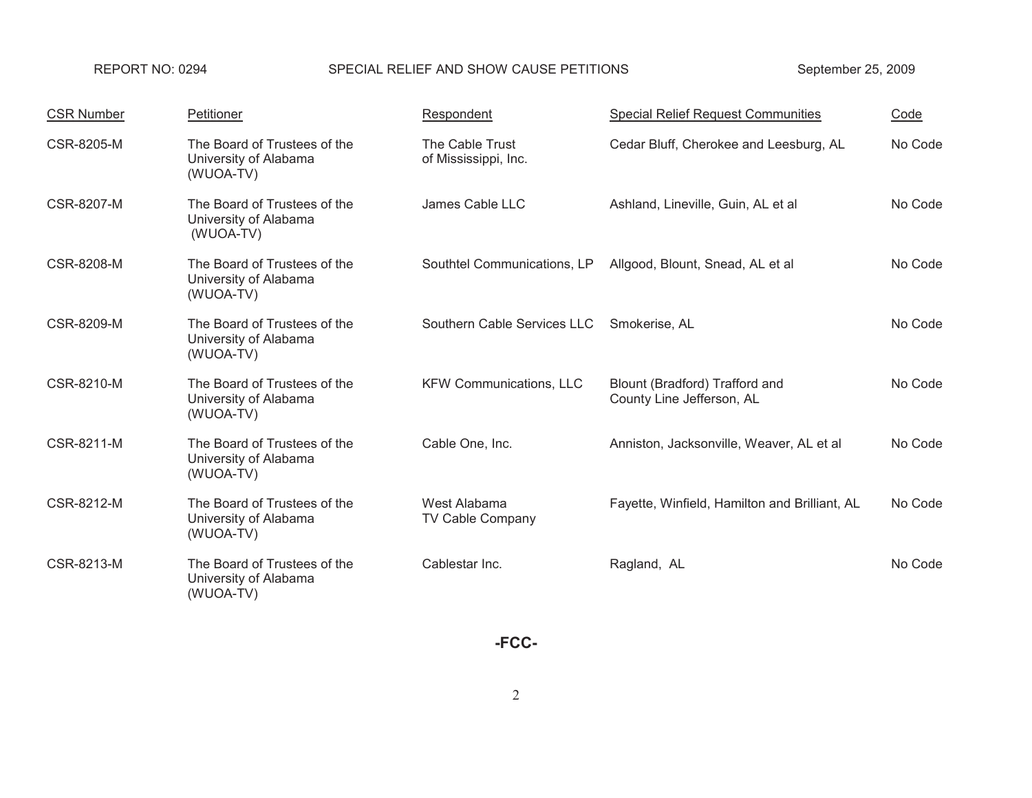| CSR Number | Petitioner | Respondent | Special Relief Request Communities | Code |
| --- | --- | --- | --- | --- |
| CSR-8205-M | The Board of Trustees of the University of Alabama (WUOA-TV) | The Cable Trust of Mississippi, Inc. | Cedar Bluff, Cherokee and Leesburg, AL | No Code |
| CSR-8207-M | The Board of Trustees of the University of Alabama (WUOA-TV) | James Cable LLC | Ashland, Lineville, Guin, AL et al | No Code |
| CSR-8208-M | The Board of Trustees of the University of Alabama (WUOA-TV) | Southtel Communications, LP | Allgood, Blount, Snead, AL et al | No Code |
| CSR-8209-M | The Board of Trustees of the University of Alabama (WUOA-TV) | Southern Cable Services LLC | Smokerise, AL | No Code |
| CSR-8210-M | The Board of Trustees of the University of Alabama (WUOA-TV) | KFW Communications, LLC | Blount (Bradford) Trafford and County Line Jefferson, AL | No Code |
| CSR-8211-M | The Board of Trustees of the University of Alabama (WUOA-TV) | Cable One, Inc. | Anniston, Jacksonville, Weaver, AL et al | No Code |
| CSR-8212-M | The Board of Trustees of the University of Alabama (WUOA-TV) | West Alabama TV Cable Company | Fayette, Winfield, Hamilton and Brilliant, AL | No Code |
| CSR-8213-M | The Board of Trustees of the University of Alabama (WUOA-TV) | Cablestar Inc. | Ragland, AL | No Code |

**-FCC-**